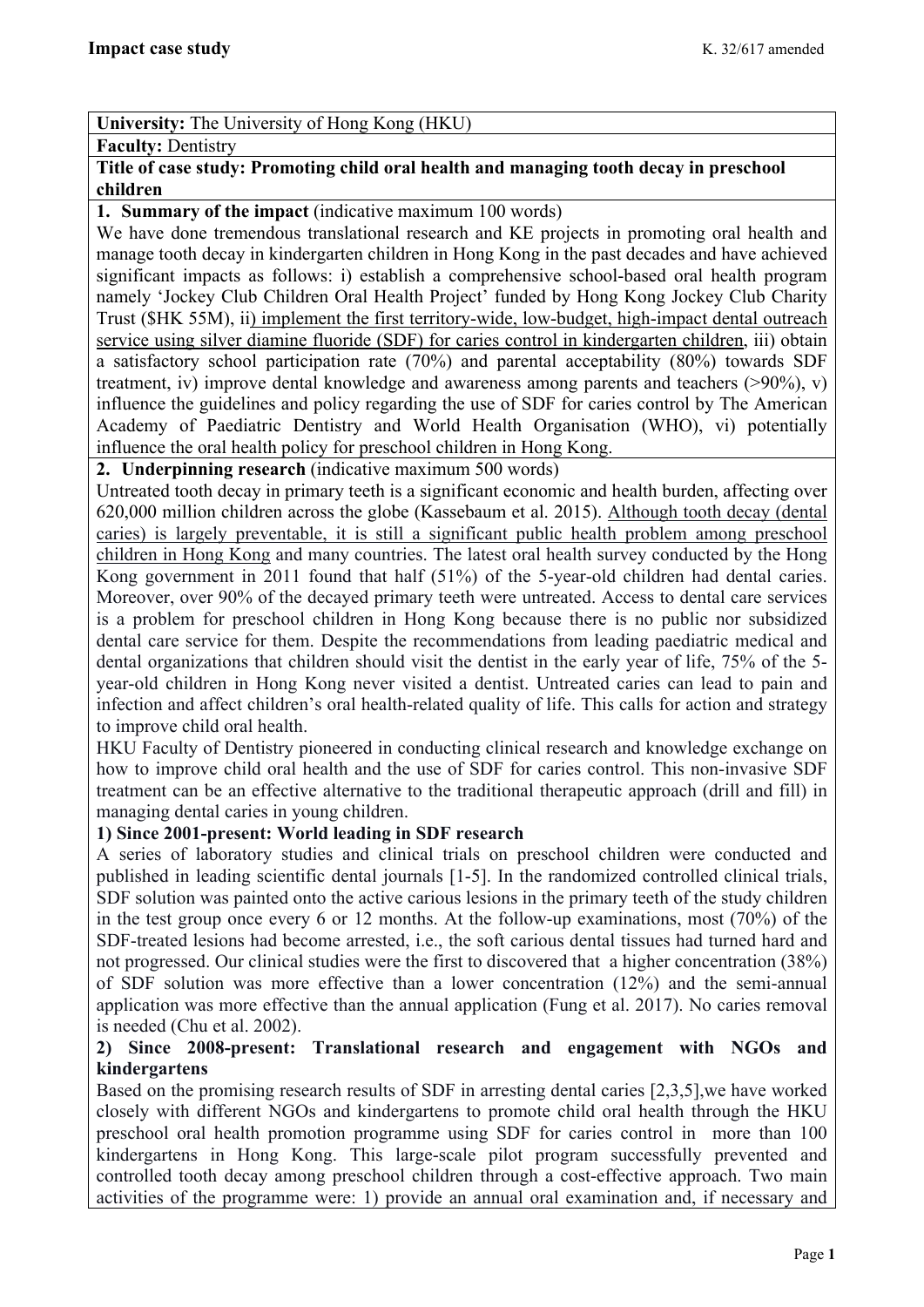**University:** The University of Hong Kong (HKU)

**Faculty:** Dentistry

**Title of case study: Promoting child oral health and managing tooth decay in preschool children**

**1. Summary of the impact** (indicative maximum 100 words)

We have done tremendous translational research and KE projects in promoting oral health and manage tooth decay in kindergarten children in Hong Kong in the past decades and have achieved significant impacts as follows: i) establish a comprehensive school-based oral health program namely 'Jockey Club Children Oral Health Project' funded by Hong Kong Jockey Club Charity Trust ($HK 55M), ii) implement the first territory-wide, low-budget, high-impact dental outreach service using silver diamine fluoride (SDF) for caries control in kindergarten children, iii) obtain a satisfactory school participation rate (70%) and parental acceptability (80%) towards SDF treatment, iv) improve dental knowledge and awareness among parents and teachers (>90%), v) influence the guidelines and policy regarding the use of SDF for caries control by The American Academy of Paediatric Dentistry and World Health Organisation (WHO), vi) potentially influence the oral health policy for preschool children in Hong Kong.

**2. Underpinning research** (indicative maximum 500 words)

Untreated tooth decay in primary teeth is a significant economic and health burden, affecting over 620,000 million children across the globe (Kassebaum et al. 2015). Although tooth decay (dental caries) is largely preventable, it is still a significant public health problem among preschool children in Hong Kong and many countries. The latest oral health survey conducted by the Hong Kong government in 2011 found that half (51%) of the 5-year-old children had dental caries. Moreover, over 90% of the decayed primary teeth were untreated. Access to dental care services is a problem for preschool children in Hong Kong because there is no public nor subsidized dental care service for them. Despite the recommendations from leading paediatric medical and dental organizations that children should visit the dentist in the early year of life, 75% of the 5-year-old children in Hong Kong never visited a dentist. Untreated caries can lead to pain and infection and affect children's oral health-related quality of life. This calls for action and strategy to improve child oral health.

HKU Faculty of Dentistry pioneered in conducting clinical research and knowledge exchange on how to improve child oral health and the use of SDF for caries control. This non-invasive SDF treatment can be an effective alternative to the traditional therapeutic approach (drill and fill) in managing dental caries in young children.

**1) Since 2001-present: World leading in SDF research**

A series of laboratory studies and clinical trials on preschool children were conducted and published in leading scientific dental journals [1-5]. In the randomized controlled clinical trials, SDF solution was painted onto the active carious lesions in the primary teeth of the study children in the test group once every 6 or 12 months. At the follow-up examinations, most (70%) of the SDF-treated lesions had become arrested, i.e., the soft carious dental tissues had turned hard and not progressed. Our clinical studies were the first to discovered that a higher concentration (38%) of SDF solution was more effective than a lower concentration (12%) and the semi-annual application was more effective than the annual application (Fung et al. 2017). No caries removal is needed (Chu et al. 2002).

**2) Since 2008-present: Translational research and engagement with NGOs and kindergartens**

Based on the promising research results of SDF in arresting dental caries [2,3,5],we have worked closely with different NGOs and kindergartens to promote child oral health through the HKU preschool oral health promotion programme using SDF for caries control in more than 100 kindergartens in Hong Kong. This large-scale pilot program successfully prevented and controlled tooth decay among preschool children through a cost-effective approach. Two main activities of the programme were: 1) provide an annual oral examination and, if necessary and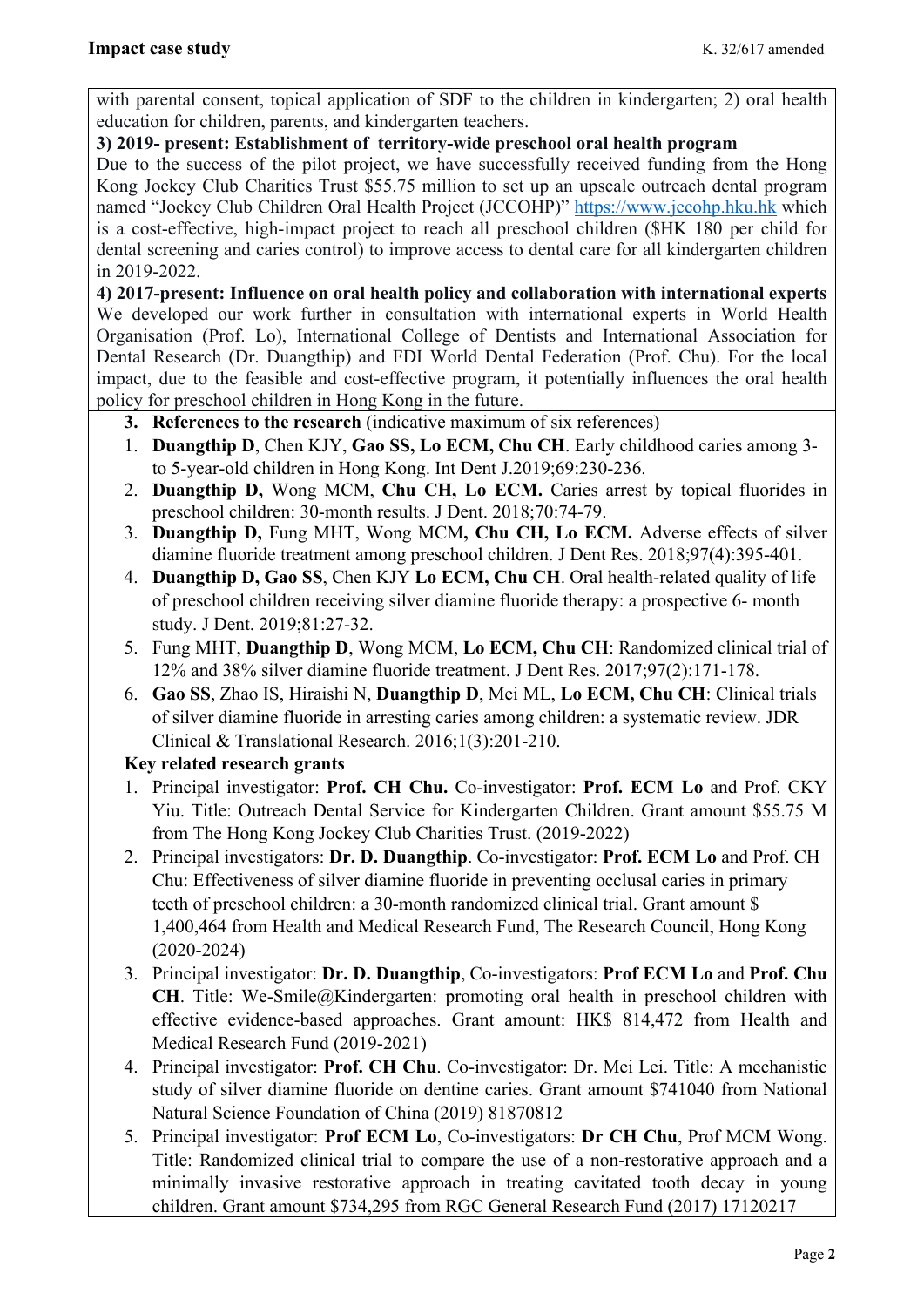with parental consent, topical application of SDF to the children in kindergarten; 2) oral health education for children, parents, and kindergarten teachers.

**3) 2019- present: Establishment of territory-wide preschool oral health program**

Due to the success of the pilot project, we have successfully received funding from the Hong Kong Jockey Club Charities Trust $55.75 million to set up an upscale outreach dental program named "Jockey Club Children Oral Health Project (JCCOHP)" https://www.jccohp.hku.hk which is a cost-effective, high-impact project to reach all preschool children ($HK 180 per child for dental screening and caries control) to improve access to dental care for all kindergarten children in 2019-2022.

**4) 2017-present: Influence on oral health policy and collaboration with international experts**

We developed our work further in consultation with international experts in World Health Organisation (Prof. Lo), International College of Dentists and International Association for Dental Research (Dr. Duangthip) and FDI World Dental Federation (Prof. Chu). For the local impact, due to the feasible and cost-effective program, it potentially influences the oral health policy for preschool children in Hong Kong in the future.

**3. References to the research** (indicative maximum of six references)

1. **Duangthip D**, Chen KJY, **Gao SS, Lo ECM, Chu CH**. Early childhood caries among 3- to 5-year-old children in Hong Kong. Int Dent J.2019;69:230-236.
2. **Duangthip D,** Wong MCM, **Chu CH, Lo ECM.** Caries arrest by topical fluorides in preschool children: 30-month results. J Dent. 2018;70:74-79.
3. **Duangthip D,** Fung MHT, Wong MCM**, Chu CH, Lo ECM.** Adverse effects of silver diamine fluoride treatment among preschool children. J Dent Res. 2018;97(4):395-401.
4. **Duangthip D, Gao SS**, Chen KJY **Lo ECM, Chu CH**. Oral health-related quality of life of preschool children receiving silver diamine fluoride therapy: a prospective 6- month study. J Dent. 2019;81:27-32.
5. Fung MHT, **Duangthip D**, Wong MCM, **Lo ECM, Chu CH**: Randomized clinical trial of 12% and 38% silver diamine fluoride treatment. J Dent Res. 2017;97(2):171-178.
6. **Gao SS**, Zhao IS, Hiraishi N, **Duangthip D**, Mei ML, **Lo ECM, Chu CH**: Clinical trials of silver diamine fluoride in arresting caries among children: a systematic review. JDR Clinical & Translational Research. 2016;1(3):201-210.

**Key related research grants**

1. Principal investigator: **Prof. CH Chu.** Co-investigator: **Prof. ECM Lo** and Prof. CKY Yiu. Title: Outreach Dental Service for Kindergarten Children. Grant amount $55.75 M from The Hong Kong Jockey Club Charities Trust. (2019-2022)
2. Principal investigators: **Dr. D. Duangthip**. Co-investigator: **Prof. ECM Lo** and Prof. CH Chu: Effectiveness of silver diamine fluoride in preventing occlusal caries in primary teeth of preschool children: a 30-month randomized clinical trial. Grant amount $ 1,400,464 from Health and Medical Research Fund, The Research Council, Hong Kong (2020-2024)
3. Principal investigator: **Dr. D. Duangthip**, Co-investigators: **Prof ECM Lo** and **Prof. Chu CH**. Title: We-Smile@Kindergarten: promoting oral health in preschool children with effective evidence-based approaches. Grant amount: HK$ 814,472 from Health and Medical Research Fund (2019-2021)
4. Principal investigator: **Prof. CH Chu**. Co-investigator: Dr. Mei Lei. Title: A mechanistic study of silver diamine fluoride on dentine caries. Grant amount $741040 from National Natural Science Foundation of China (2019) 81870812
5. Principal investigator: **Prof ECM Lo**, Co-investigators: **Dr CH Chu**, Prof MCM Wong. Title: Randomized clinical trial to compare the use of a non-restorative approach and a minimally invasive restorative approach in treating cavitated tooth decay in young children. Grant amount $734,295 from RGC General Research Fund (2017) 17120217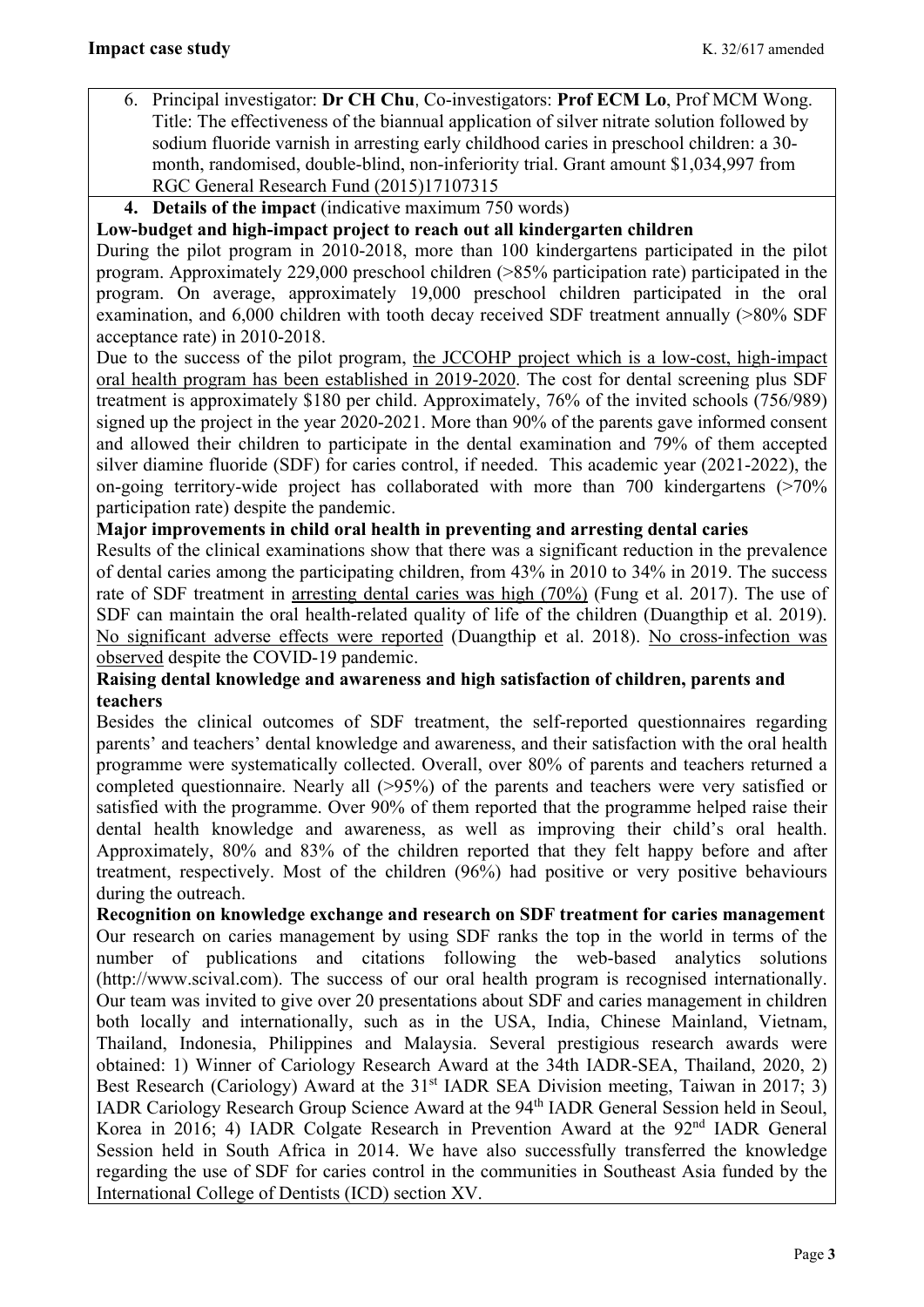6. Principal investigator: **Dr CH Chu**, Co-investigators: **Prof ECM Lo**, Prof MCM Wong. Title: The effectiveness of the biannual application of silver nitrate solution followed by sodium fluoride varnish in arresting early childhood caries in preschool children: a 30-month, randomised, double-blind, non-inferiority trial. Grant amount $1,034,997 from RGC General Research Fund (2015)17107315

## 4. Details of the impact (indicative maximum 750 words)

**Low-budget and high-impact project to reach out all kindergarten children**

During the pilot program in 2010-2018, more than 100 kindergartens participated in the pilot program. Approximately 229,000 preschool children (>85% participation rate) participated in the program. On average, approximately 19,000 preschool children participated in the oral examination, and 6,000 children with tooth decay received SDF treatment annually (>80% SDF acceptance rate) in 2010-2018.

Due to the success of the pilot program, the JCCOHP project which is a low-cost, high-impact oral health program has been established in 2019-2020. The cost for dental screening plus SDF treatment is approximately $180 per child. Approximately, 76% of the invited schools (756/989) signed up the project in the year 2020-2021. More than 90% of the parents gave informed consent and allowed their children to participate in the dental examination and 79% of them accepted silver diamine fluoride (SDF) for caries control, if needed. This academic year (2021-2022), the on-going territory-wide project has collaborated with more than 700 kindergartens (>70% participation rate) despite the pandemic.

**Major improvements in child oral health in preventing and arresting dental caries**

Results of the clinical examinations show that there was a significant reduction in the prevalence of dental caries among the participating children, from 43% in 2010 to 34% in 2019. The success rate of SDF treatment in arresting dental caries was high (70%) (Fung et al. 2017). The use of SDF can maintain the oral health-related quality of life of the children (Duangthip et al. 2019). No significant adverse effects were reported (Duangthip et al. 2018). No cross-infection was observed despite the COVID-19 pandemic.

**Raising dental knowledge and awareness and high satisfaction of children, parents and teachers**

Besides the clinical outcomes of SDF treatment, the self-reported questionnaires regarding parents' and teachers' dental knowledge and awareness, and their satisfaction with the oral health programme were systematically collected. Overall, over 80% of parents and teachers returned a completed questionnaire. Nearly all (>95%) of the parents and teachers were very satisfied or satisfied with the programme. Over 90% of them reported that the programme helped raise their dental health knowledge and awareness, as well as improving their child's oral health. Approximately, 80% and 83% of the children reported that they felt happy before and after treatment, respectively. Most of the children (96%) had positive or very positive behaviours during the outreach.

**Recognition on knowledge exchange and research on SDF treatment for caries management**

Our research on caries management by using SDF ranks the top in the world in terms of the number of publications and citations following the web-based analytics solutions (http://www.scival.com). The success of our oral health program is recognised internationally. Our team was invited to give over 20 presentations about SDF and caries management in children both locally and internationally, such as in the USA, India, Chinese Mainland, Vietnam, Thailand, Indonesia, Philippines and Malaysia. Several prestigious research awards were obtained: 1) Winner of Cariology Research Award at the 34th IADR-SEA, Thailand, 2020, 2) Best Research (Cariology) Award at the 31st IADR SEA Division meeting, Taiwan in 2017; 3) IADR Cariology Research Group Science Award at the 94th IADR General Session held in Seoul, Korea in 2016; 4) IADR Colgate Research in Prevention Award at the 92nd IADR General Session held in South Africa in 2014. We have also successfully transferred the knowledge regarding the use of SDF for caries control in the communities in Southeast Asia funded by the International College of Dentists (ICD) section XV.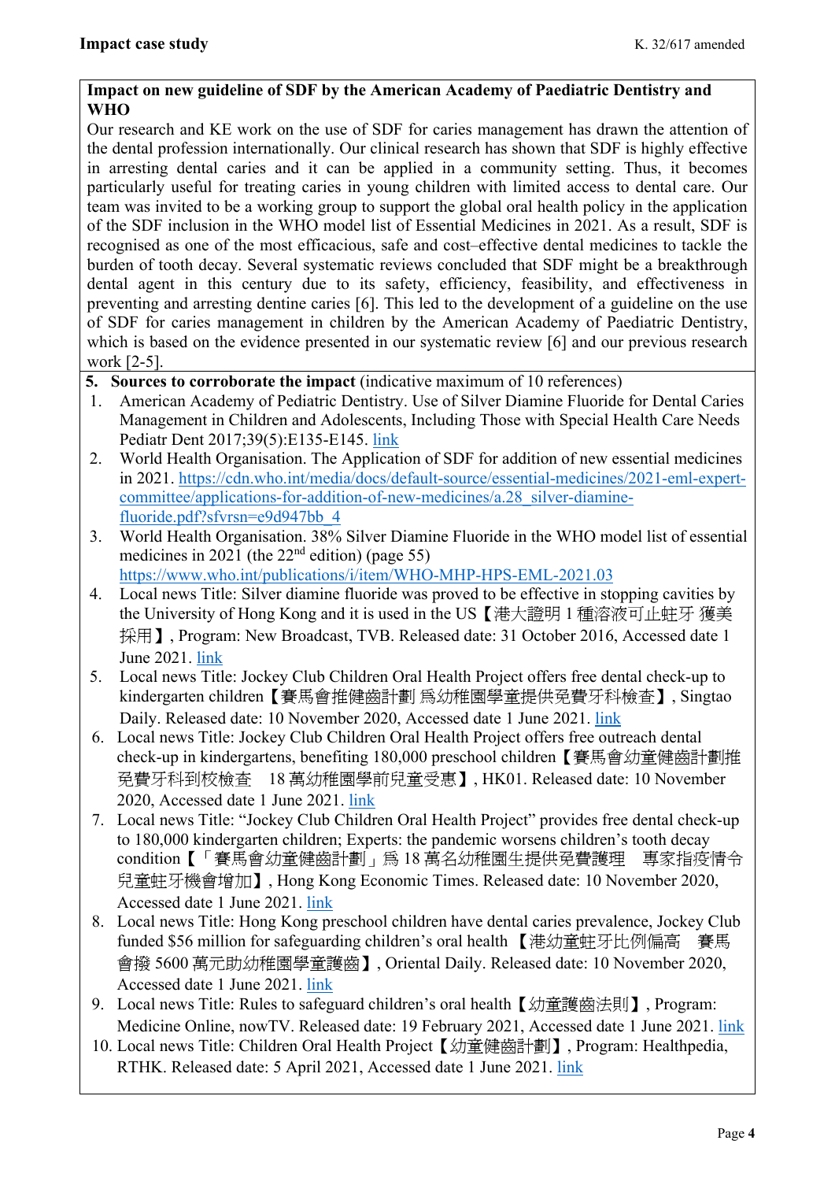**Impact on new guideline of SDF by the American Academy of Paediatric Dentistry and WHO**

Our research and KE work on the use of SDF for caries management has drawn the attention of the dental profession internationally. Our clinical research has shown that SDF is highly effective in arresting dental caries and it can be applied in a community setting. Thus, it becomes particularly useful for treating caries in young children with limited access to dental care. Our team was invited to be a working group to support the global oral health policy in the application of the SDF inclusion in the WHO model list of Essential Medicines in 2021. As a result, SDF is recognised as one of the most efficacious, safe and cost–effective dental medicines to tackle the burden of tooth decay. Several systematic reviews concluded that SDF might be a breakthrough dental agent in this century due to its safety, efficiency, feasibility, and effectiveness in preventing and arresting dentine caries [6]. This led to the development of a guideline on the use of SDF for caries management in children by the American Academy of Paediatric Dentistry, which is based on the evidence presented in our systematic review [6] and our previous research work [2-5].

**5. Sources to corroborate the impact** (indicative maximum of 10 references)

1. American Academy of Pediatric Dentistry. Use of Silver Diamine Fluoride for Dental Caries Management in Children and Adolescents, Including Those with Special Health Care Needs Pediatr Dent 2017;39(5):E135-E145. link
2. World Health Organisation. The Application of SDF for addition of new essential medicines in 2021. https://cdn.who.int/media/docs/default-source/essential-medicines/2021-eml-expert-committee/applications-for-addition-of-new-medicines/a.28_silver-diamine-fluoride.pdf?sfvrsn=e9d947bb_4
3. World Health Organisation. 38% Silver Diamine Fluoride in the WHO model list of essential medicines in 2021 (the 22nd edition) (page 55) https://www.who.int/publications/i/item/WHO-MHP-HPS-EML-2021.03
4. Local news Title: Silver diamine fluoride was proved to be effective in stopping cavities by the University of Hong Kong and it is used in the US【港大證明 1 種溶液可止蛀牙 獲美採用】, Program: New Broadcast, TVB. Released date: 31 October 2016, Accessed date 1 June 2021. link
5. Local news Title: Jockey Club Children Oral Health Project offers free dental check-up to kindergarten children【賽馬會推健齒計劃 爲幼稚園學童提供免費牙科檢查】, Singtao Daily. Released date: 10 November 2020, Accessed date 1 June 2021. link
6. Local news Title: Jockey Club Children Oral Health Project offers free outreach dental check-up in kindergartens, benefiting 180,000 preschool children【賽馬會幼童健齒計劃推免費牙科到校檢查 18 萬幼稚園學前兒童受惠】, HK01. Released date: 10 November 2020, Accessed date 1 June 2021. link
7. Local news Title: "Jockey Club Children Oral Health Project" provides free dental check-up to 180,000 kindergarten children; Experts: the pandemic worsens children's tooth decay condition【「賽馬會幼童健齒計劃」爲 18 萬名幼稚園生提供免費護理 專家指疫情令兒童蛀牙機會增加】, Hong Kong Economic Times. Released date: 10 November 2020, Accessed date 1 June 2021. link
8. Local news Title: Hong Kong preschool children have dental caries prevalence, Jockey Club funded $56 million for safeguarding children's oral health【港幼童蛀牙比例偏高 賽馬會撥 5600 萬元助幼稚園學童護齒】, Oriental Daily. Released date: 10 November 2020, Accessed date 1 June 2021. link
9. Local news Title: Rules to safeguard children's oral health【幼童護齒法則】, Program: Medicine Online, nowTV. Released date: 19 February 2021, Accessed date 1 June 2021. link
10. Local news Title: Children Oral Health Project【幼童健齒計劃】, Program: Healthpedia, RTHK. Released date: 5 April 2021, Accessed date 1 June 2021. link